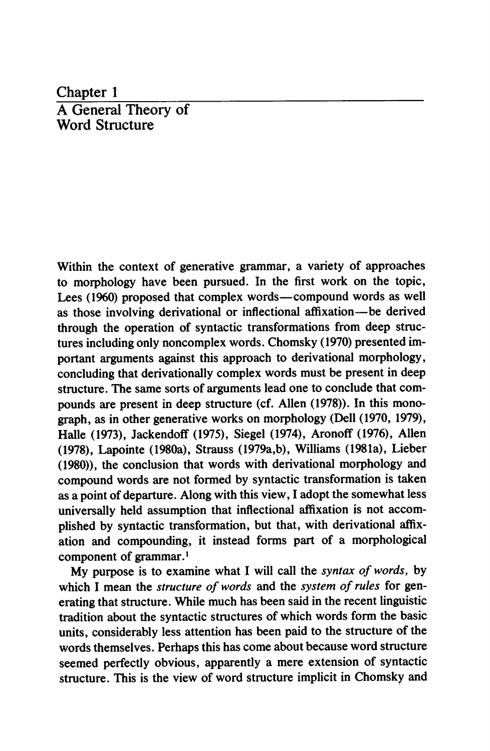# Chapter 1

## A General Theory of Word Structure

Within the context of generative grammar, a variety of approaches to morphology have been pursued. In the first work on the topic, Lees (1960) proposed that complex words—compound words as well as those involving derivational or inflectional affixation—be derived through the operation of syntactic transformations from deep structures including only noncomplex words. Chomsky (1970) presented important arguments against this approach to derivational morphology, concluding that derivationally complex words must be present in deep structure. The same sorts of arguments lead one to conclude that compounds are present in deep structure (cf. Allen (1978)). In this monograph, as in other generative works on morphology (Dell (1970, 1979), Halle (1973), Jackendoff (1975), Siegel (1974), Aronoff (1976), Allen (1978), Lapointe (1980a), Strauss (1979a,b), Williams (1981a), Lieber (1980)), the conclusion that words with derivational morphology and compound words are not formed by syntactic transformation is taken as a point of departure. Along with this view, I adopt the somewhat less universally held assumption that inflectional affixation is not accomplished by syntactic transformation, but that, with derivational affixation and compounding, it instead forms part of a morphological component of grammar.[1]

My purpose is to examine what I will call the *syntax of words*, by which I mean the *structure of words* and the *system of rules* for generating that structure. While much has been said in the recent linguistic tradition about the syntactic structures of which words form the basic units, considerably less attention has been paid to the structure of the words themselves. Perhaps this has come about because word structure seemed perfectly obvious, apparently a mere extension of syntactic structure. This is the view of word structure implicit in Chomsky and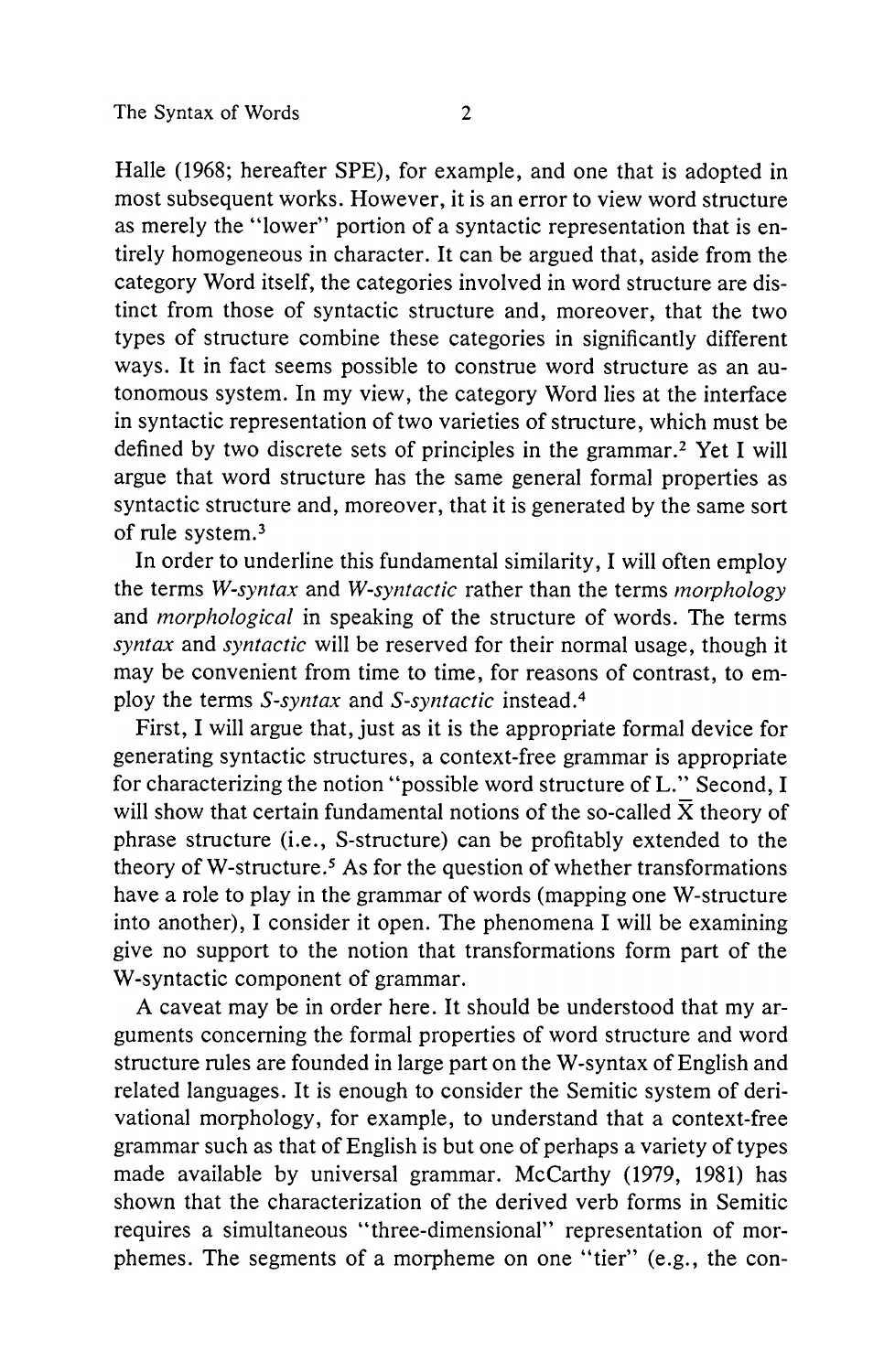Halle (1968; hereafter SPE), for example, and one that is adopted in most subsequent works. However, it is an error to view word structure as merely the "lower" portion of a syntactic representation that is entirely homogeneous in character. It can be argued that, aside from the category Word itself, the categories involved in word structure are distinct from those of syntactic structure and, moreover, that the two types of structure combine these categories in significantly different ways. It in fact seems possible to construe word structure as an autonomous system. In my view, the category Word lies at the interface in syntactic representation of two varieties of structure, which must be defined by two discrete sets of principles in the grammar.[2] Yet I will argue that word structure has the same general formal properties as syntactic structure and, moreover, that it is generated by the same sort of rule system.[3]

In order to underline this fundamental similarity, I will often employ the terms *W-syntax* and *W-syntactic* rather than the terms *morphology* and *morphological* in speaking of the structure of words. The terms *syntax* and *syntactic* will be reserved for their normal usage, though it may be convenient from time to time, for reasons of contrast, to employ the terms *S-syntax* and *S-syntactic* instead.[4]

First, I will argue that, just as it is the appropriate formal device for generating syntactic structures, a context-free grammar is appropriate for characterizing the notion "possible word structure of L." Second, I will show that certain fundamental notions of the so-called $\bar{X}$ theory of phrase structure (i.e., S-structure) can be profitably extended to the theory of W-structure.[5] As for the question of whether transformations have a role to play in the grammar of words (mapping one W-structure into another), I consider it open. The phenomena I will be examining give no support to the notion that transformations form part of the W-syntactic component of grammar.

A caveat may be in order here. It should be understood that my arguments concerning the formal properties of word structure and word structure rules are founded in large part on the W-syntax of English and related languages. It is enough to consider the Semitic system of derivational morphology, for example, to understand that a context-free grammar such as that of English is but one of perhaps a variety of types made available by universal grammar. McCarthy (1979, 1981) has shown that the characterization of the derived verb forms in Semitic requires a simultaneous "three-dimensional" representation of morphemes. The segments of a morpheme on one "tier" (e.g., the con-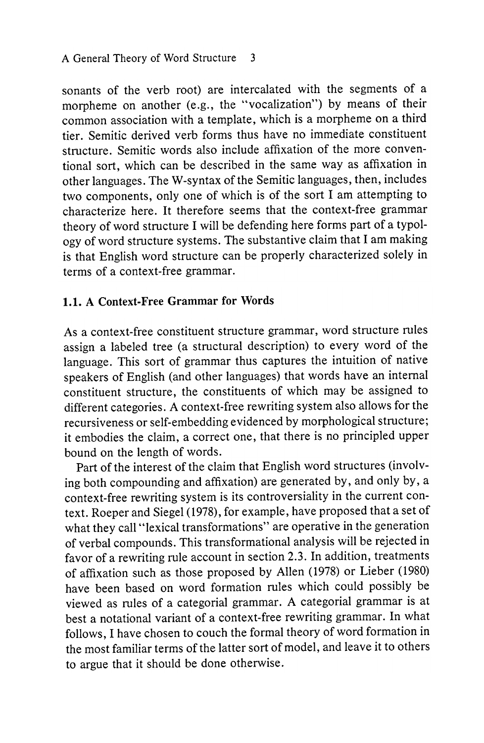sonants of the verb root) are intercalated with the segments of a morpheme on another (e.g., the "vocalization") by means of their common association with a template, which is a morpheme on a third tier. Semitic derived verb forms thus have no immediate constituent structure. Semitic words also include affixation of the more conventional sort, which can be described in the same way as affixation in other languages. The W-syntax of the Semitic languages, then, includes two components, only one of which is of the sort I am attempting to characterize here. It therefore seems that the context-free grammar theory of word structure I will be defending here forms part of a typology of word structure systems. The substantive claim that I am making is that English word structure can be properly characterized solely in terms of a context-free grammar.

## 1.1. A Context-Free Grammar for Words

As a context-free constituent structure grammar, word structure rules assign a labeled tree (a structural description) to every word of the language. This sort of grammar thus captures the intuition of native speakers of English (and other languages) that words have an internal constituent structure, the constituents of which may be assigned to different categories. A context-free rewriting system also allows for the recursiveness or self-embedding evidenced by morphological structure; it embodies the claim, a correct one, that there is no principled upper bound on the length of words.

Part of the interest of the claim that English word structures (involving both compounding and affixation) are generated by, and only by, a context-free rewriting system is its controversiality in the current context. Roeper and Siegel (1978), for example, have proposed that a set of what they call "lexical transformations" are operative in the generation of verbal compounds. This transformational analysis will be rejected in favor of a rewriting rule account in section 2.3. In addition, treatments of affixation such as those proposed by Allen (1978) or Lieber (1980) have been based on word formation rules which could possibly be viewed as rules of a categorial grammar. A categorial grammar is at best a notational variant of a context-free rewriting grammar. In what follows, I have chosen to couch the formal theory of word formation in the most familiar terms of the latter sort of model, and leave it to others to argue that it should be done otherwise.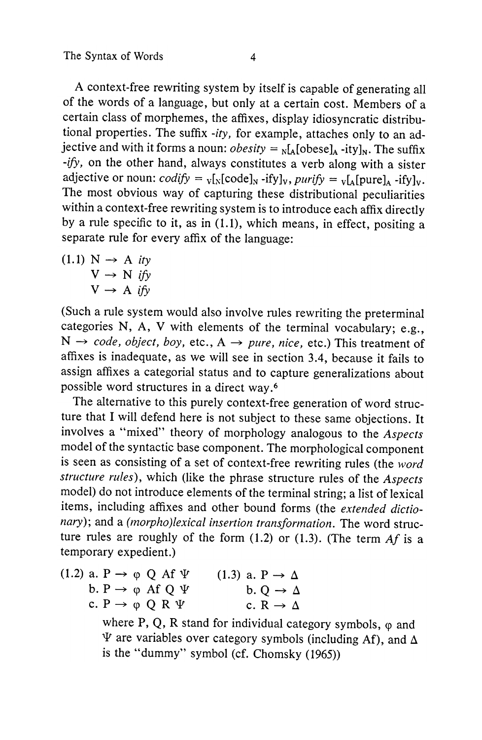A context-free rewriting system by itself is capable of generating all of the words of a language, but only at a certain cost. Members of a certain class of morphemes, the affixes, display idiosyncratic distributional properties. The suffix *-ity*, for example, attaches only to an adjective and with it forms a noun: *obesity* = $_N[_A[\text{obese}]_A\ \text{-ity}]_N$. The suffix *-ify*, on the other hand, always constitutes a verb along with a sister adjective or noun: *codify* = $_V[_N[\text{code}]_N\ \text{-ify}]_V$, *purify* = $_V[_A[\text{pure}]_A\ \text{-ify}]_V$. The most obvious way of capturing these distributional peculiarities within a context-free rewriting system is to introduce each affix directly by a rule specific to it, as in (1.1), which means, in effect, positing a separate rule for every affix of the language:

(1.1) N → A *ity*
V → N *ify*
V → A *ify*

(Such a rule system would also involve rules rewriting the preterminal categories N, A, V with elements of the terminal vocabulary; e.g., N → *code, object, boy*, etc., A → *pure, nice*, etc.) This treatment of affixes is inadequate, as we will see in section 3.4, because it fails to assign affixes a categorial status and to capture generalizations about possible word structures in a direct way.[6]

The alternative to this purely context-free generation of word structure that I will defend here is not subject to these same objections. It involves a "mixed" theory of morphology analogous to the *Aspects* model of the syntactic base component. The morphological component is seen as consisting of a set of context-free rewriting rules (the *word structure rules*), which (like the phrase structure rules of the *Aspects* model) do not introduce elements of the terminal string; a list of lexical items, including affixes and other bound forms (the *extended dictionary*); and a *(morpho)lexical insertion transformation*. The word structure rules are roughly of the form (1.2) or (1.3). (The term *Af* is a temporary expedient.)

(1.2) a. $P \rightarrow \varphi\ Q\ Af\ \Psi$
b. $P \rightarrow \varphi\ Af\ Q\ \Psi$
c. $P \rightarrow \varphi\ Q\ R\ \Psi$

(1.3) a. $P \rightarrow \Delta$
b. $Q \rightarrow \Delta$
c. $R \rightarrow \Delta$

where P, Q, R stand for individual category symbols, $\varphi$ and $\Psi$ are variables over category symbols (including Af), and $\Delta$ is the "dummy" symbol (cf. Chomsky (1965))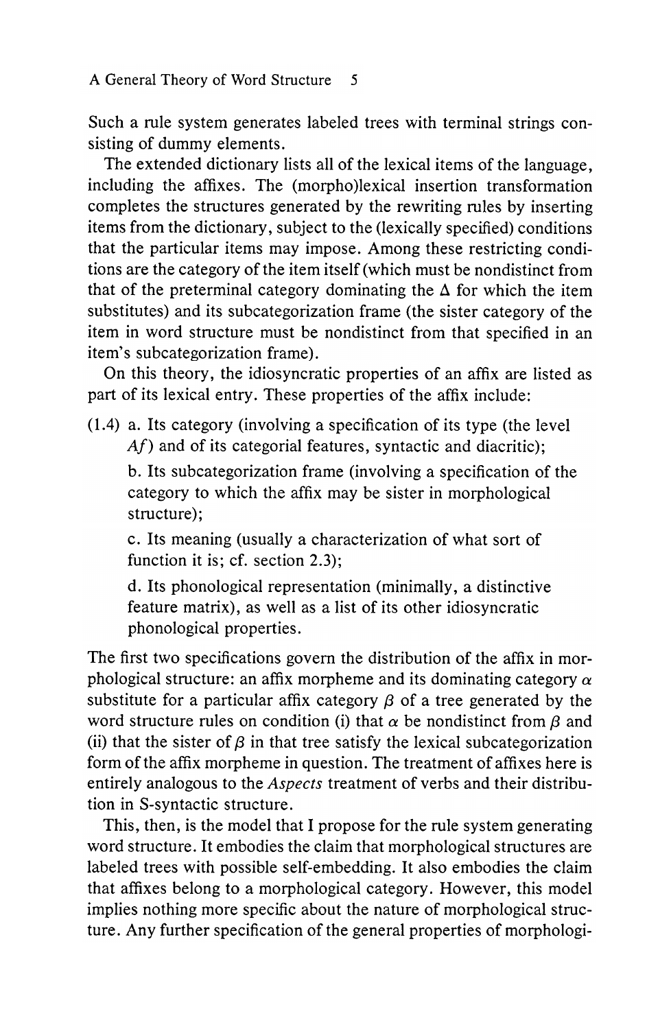Such a rule system generates labeled trees with terminal strings consisting of dummy elements.

The extended dictionary lists all of the lexical items of the language, including the affixes. The (morpho)lexical insertion transformation completes the structures generated by the rewriting rules by inserting items from the dictionary, subject to the (lexically specified) conditions that the particular items may impose. Among these restricting conditions are the category of the item itself (which must be nondistinct from that of the preterminal category dominating the $\Delta$ for which the item substitutes) and its subcategorization frame (the sister category of the item in word structure must be nondistinct from that specified in an item's subcategorization frame).

On this theory, the idiosyncratic properties of an affix are listed as part of its lexical entry. These properties of the affix include:

(1.4) a. Its category (involving a specification of its type (the level *Af*) and of its categorial features, syntactic and diacritic);

b. Its subcategorization frame (involving a specification of the category to which the affix may be sister in morphological structure);

c. Its meaning (usually a characterization of what sort of function it is; cf. section 2.3);

d. Its phonological representation (minimally, a distinctive feature matrix), as well as a list of its other idiosyncratic phonological properties.

The first two specifications govern the distribution of the affix in morphological structure: an affix morpheme and its dominating category $\alpha$ substitute for a particular affix category $\beta$ of a tree generated by the word structure rules on condition (i) that $\alpha$ be nondistinct from $\beta$ and (ii) that the sister of $\beta$ in that tree satisfy the lexical subcategorization form of the affix morpheme in question. The treatment of affixes here is entirely analogous to the *Aspects* treatment of verbs and their distribution in S-syntactic structure.

This, then, is the model that I propose for the rule system generating word structure. It embodies the claim that morphological structures are labeled trees with possible self-embedding. It also embodies the claim that affixes belong to a morphological category. However, this model implies nothing more specific about the nature of morphological structure. Any further specification of the general properties of morphologi-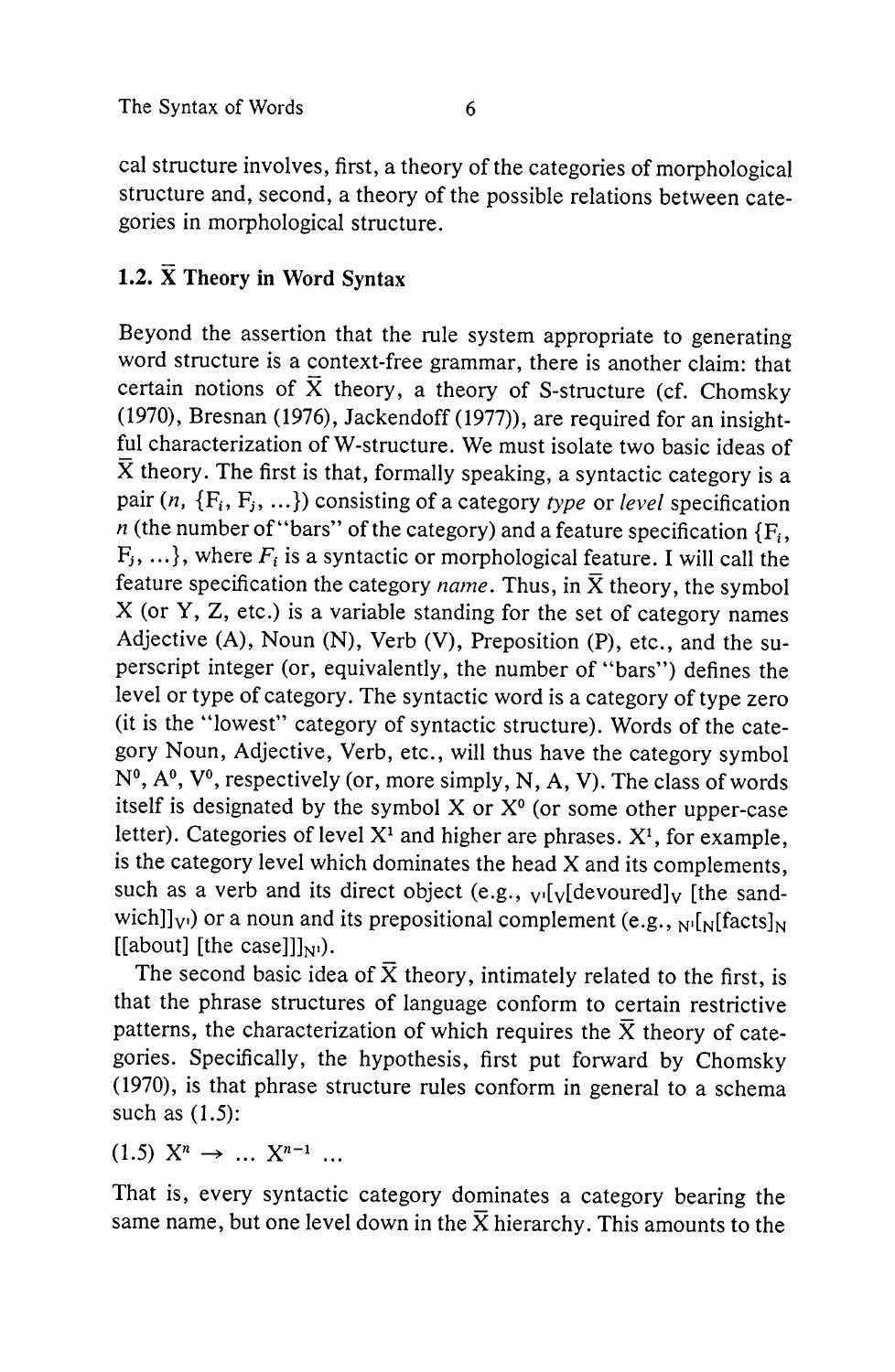cal structure involves, first, a theory of the categories of morphological structure and, second, a theory of the possible relations between categories in morphological structure.

## 1.2. $\bar{X}$ Theory in Word Syntax

Beyond the assertion that the rule system appropriate to generating word structure is a context-free grammar, there is another claim: that certain notions of $\bar{X}$ theory, a theory of S-structure (cf. Chomsky (1970), Bresnan (1976), Jackendoff (1977)), are required for an insightful characterization of W-structure. We must isolate two basic ideas of $\bar{X}$ theory. The first is that, formally speaking, a syntactic category is a pair $(n, \{F_i, F_j, \ldots\})$ consisting of a category *type* or *level* specification $n$ (the number of "bars" of the category) and a feature specification $\{F_i, F_j, \ldots\}$, where $F_i$ is a syntactic or morphological feature. I will call the feature specification the category *name*. Thus, in $\bar{X}$ theory, the symbol X (or Y, Z, etc.) is a variable standing for the set of category names Adjective (A), Noun (N), Verb (V), Preposition (P), etc., and the superscript integer (or, equivalently, the number of "bars") defines the level or type of category. The syntactic word is a category of type zero (it is the "lowest" category of syntactic structure). Words of the category Noun, Adjective, Verb, etc., will thus have the category symbol $N^0$, $A^0$, $V^0$, respectively (or, more simply, N, A, V). The class of words itself is designated by the symbol X or $X^0$ (or some other upper-case letter). Categories of level $X^1$ and higher are phrases. $X^1$, for example, is the category level which dominates the head X and its complements, such as a verb and its direct object (e.g., $_{V^1}[_V[\text{devoured}]_V$ [the sandwich]$]_{V^1}$) or a noun and its prepositional complement (e.g., $_{N^1}[_N[\text{facts}]_N$ [[about] [the case]]$]_{N^1}$).

The second basic idea of $\bar{X}$ theory, intimately related to the first, is that the phrase structures of language conform to certain restrictive patterns, the characterization of which requires the $\bar{X}$ theory of categories. Specifically, the hypothesis, first put forward by Chomsky (1970), is that phrase structure rules conform in general to a schema such as (1.5):

(1.5) $X^n \rightarrow \ldots X^{n-1} \ldots$

That is, every syntactic category dominates a category bearing the same name, but one level down in the $\bar{X}$ hierarchy. This amounts to the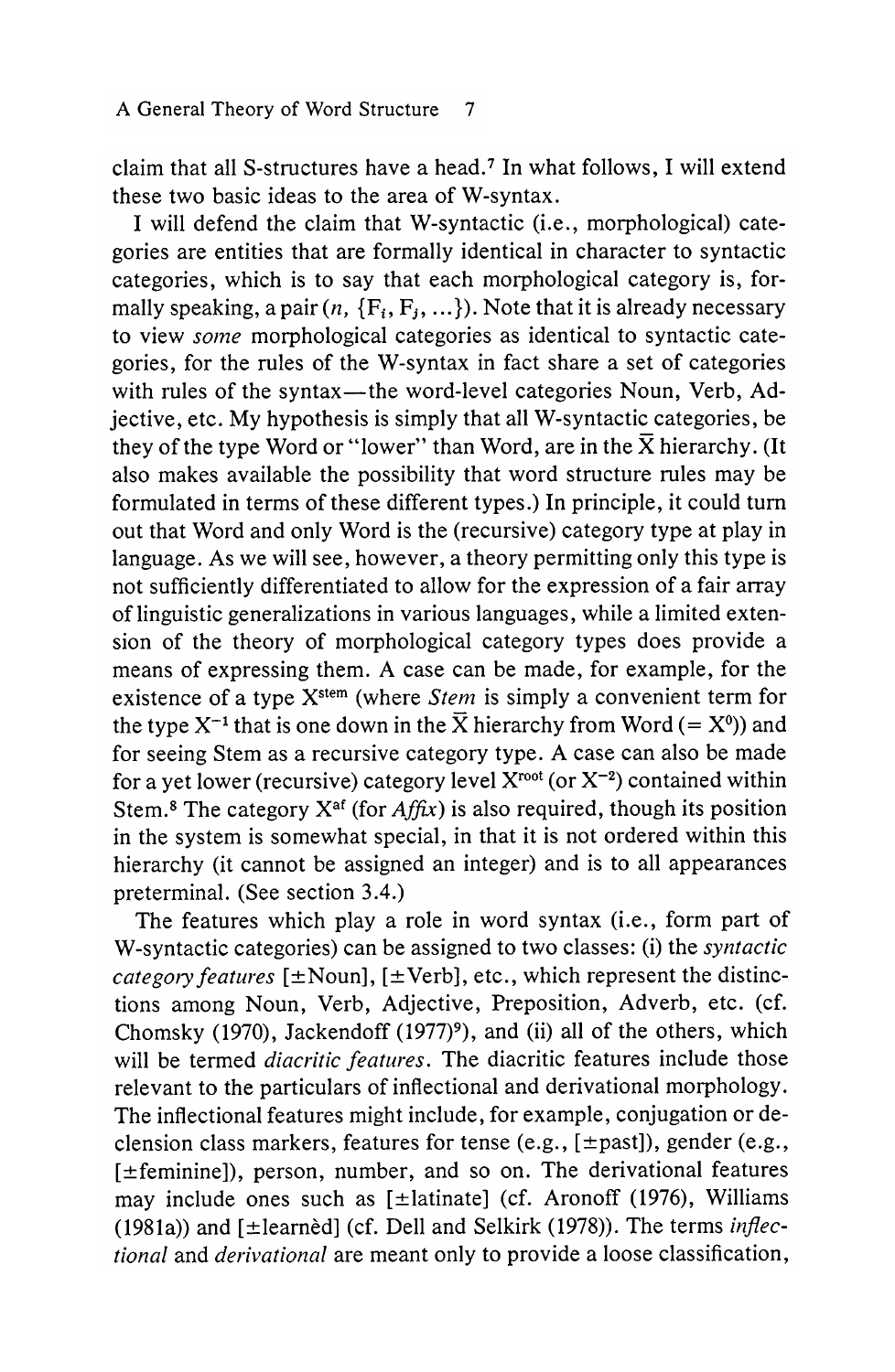claim that all S-structures have a head.[7] In what follows, I will extend these two basic ideas to the area of W-syntax.

I will defend the claim that W-syntactic (i.e., morphological) categories are entities that are formally identical in character to syntactic categories, which is to say that each morphological category is, formally speaking, a pair $(n, \{F_i, F_j, \ldots\})$. Note that it is already necessary to view *some* morphological categories as identical to syntactic categories, for the rules of the W-syntax in fact share a set of categories with rules of the syntax—the word-level categories Noun, Verb, Adjective, etc. My hypothesis is simply that all W-syntactic categories, be they of the type Word or "lower" than Word, are in the $\bar{X}$ hierarchy. (It also makes available the possibility that word structure rules may be formulated in terms of these different types.) In principle, it could turn out that Word and only Word is the (recursive) category type at play in language. As we will see, however, a theory permitting only this type is not sufficiently differentiated to allow for the expression of a fair array of linguistic generalizations in various languages, while a limited extension of the theory of morphological category types does provide a means of expressing them. A case can be made, for example, for the existence of a type $X^{stem}$ (where *Stem* is simply a convenient term for the type $X^{-1}$ that is one down in the $\bar{X}$ hierarchy from Word ($= X^0$)) and for seeing Stem as a recursive category type. A case can also be made for a yet lower (recursive) category level $X^{root}$ (or $X^{-2}$) contained within Stem.[8] The category $X^{af}$ (for *Affix*) is also required, though its position in the system is somewhat special, in that it is not ordered within this hierarchy (it cannot be assigned an integer) and is to all appearances preterminal. (See section 3.4.)

The features which play a role in word syntax (i.e., form part of W-syntactic categories) can be assigned to two classes: (i) the *syntactic category features* [±Noun], [±Verb], etc., which represent the distinctions among Noun, Verb, Adjective, Preposition, Adverb, etc. (cf. Chomsky (1970), Jackendoff (1977)[9]), and (ii) all of the others, which will be termed *diacritic features*. The diacritic features include those relevant to the particulars of inflectional and derivational morphology. The inflectional features might include, for example, conjugation or declension class markers, features for tense (e.g., [±past]), gender (e.g., [±feminine]), person, number, and so on. The derivational features may include ones such as [±latinate] (cf. Aronoff (1976), Williams (1981a)) and [±learnèd] (cf. Dell and Selkirk (1978)). The terms *inflectional* and *derivational* are meant only to provide a loose classification,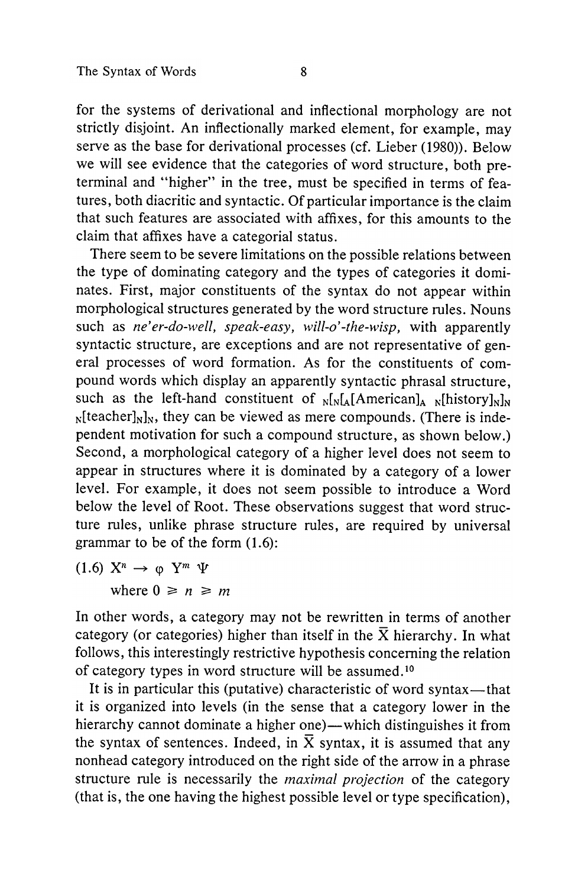for the systems of derivational and inflectional morphology are not strictly disjoint. An inflectionally marked element, for example, may serve as the base for derivational processes (cf. Lieber (1980)). Below we will see evidence that the categories of word structure, both preterminal and "higher" in the tree, must be specified in terms of features, both diacritic and syntactic. Of particular importance is the claim that such features are associated with affixes, for this amounts to the claim that affixes have a categorial status.

There seem to be severe limitations on the possible relations between the type of dominating category and the types of categories it dominates. First, major constituents of the syntax do not appear within morphological structures generated by the word structure rules. Nouns such as *ne'er-do-well, speak-easy, will-o'-the-wisp,* with apparently syntactic structure, are exceptions and are not representative of general processes of word formation. As for the constituents of compound words which display an apparently syntactic phrasal structure, such as the left-hand constituent of ${}_{N}[{}_{N}[{}_{A}[\text{American}]_{A}\ {}_{N}[\text{history}]_{N}]_{N}\ {}_{N}[\text{teacher}]_{N}]_{N}$, they can be viewed as mere compounds. (There is independent motivation for such a compound structure, as shown below.) Second, a morphological category of a higher level does not seem to appear in structures where it is dominated by a category of a lower level. For example, it does not seem possible to introduce a Word below the level of Root. These observations suggest that word structure rules, unlike phrase structure rules, are required by universal grammar to be of the form (1.6):

(1.6) $X^n \rightarrow \varphi\ Y^m\ \Psi$
where $0 \geqslant n \geqslant m$

In other words, a category may not be rewritten in terms of another category (or categories) higher than itself in the $\bar{X}$ hierarchy. In what follows, this interestingly restrictive hypothesis concerning the relation of category types in word structure will be assumed.[10]

It is in particular this (putative) characteristic of word syntax—that it is organized into levels (in the sense that a category lower in the hierarchy cannot dominate a higher one)—which distinguishes it from the syntax of sentences. Indeed, in $\bar{X}$ syntax, it is assumed that any nonhead category introduced on the right side of the arrow in a phrase structure rule is necessarily the *maximal projection* of the category (that is, the one having the highest possible level or type specification),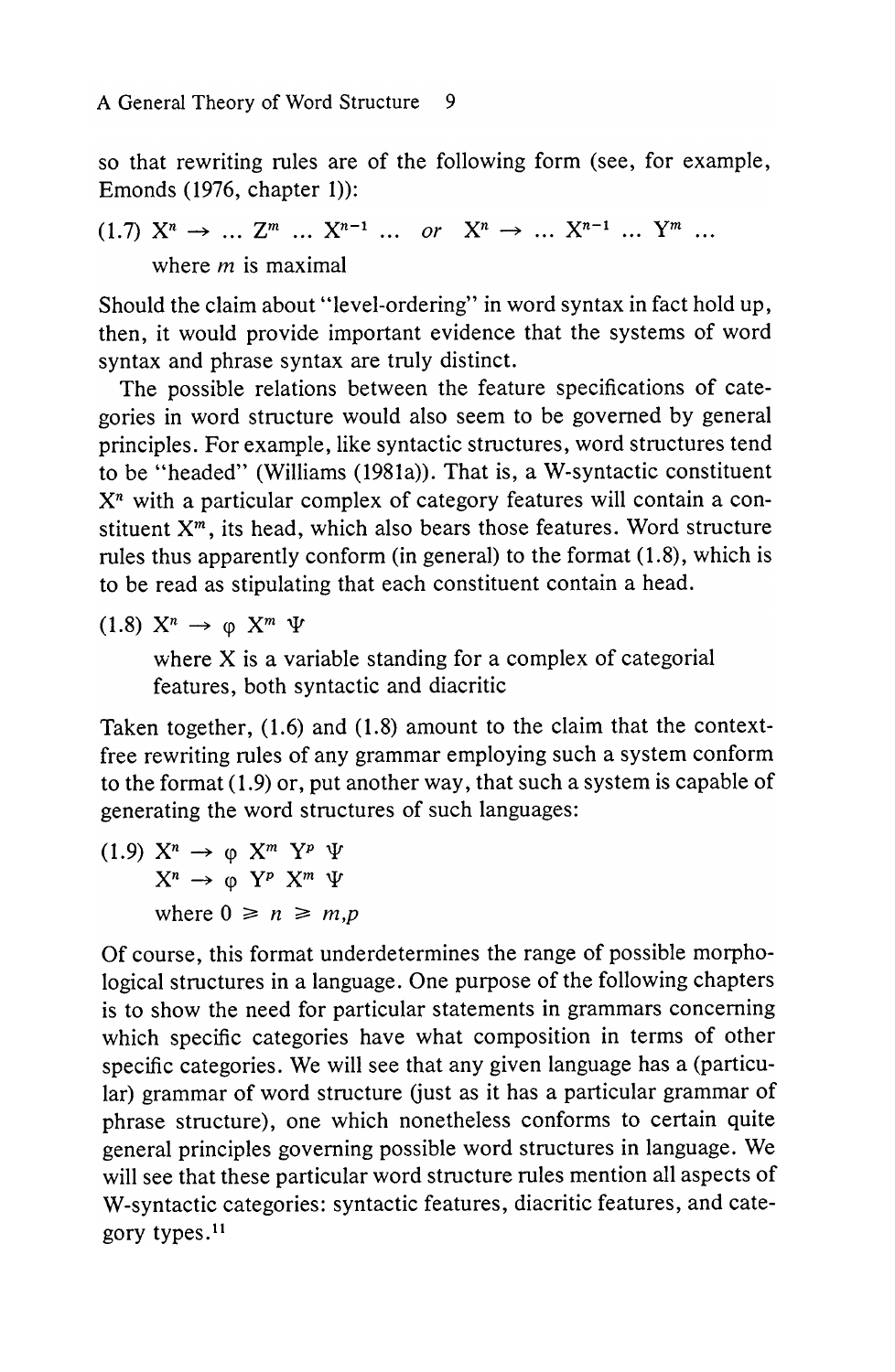so that rewriting rules are of the following form (see, for example, Emonds (1976, chapter 1)):

(1.7) $X^n \rightarrow \ldots Z^m \ldots X^{n-1} \ldots$ *or* $X^n \rightarrow \ldots X^{n-1} \ldots Y^m \ldots$

where $m$ is maximal

Should the claim about "level-ordering" in word syntax in fact hold up, then, it would provide important evidence that the systems of word syntax and phrase syntax are truly distinct.

The possible relations between the feature specifications of categories in word structure would also seem to be governed by general principles. For example, like syntactic structures, word structures tend to be "headed" (Williams (1981a)). That is, a W-syntactic constituent $X^n$ with a particular complex of category features will contain a constituent $X^m$, its head, which also bears those features. Word structure rules thus apparently conform (in general) to the format (1.8), which is to be read as stipulating that each constituent contain a head.

(1.8) $X^n \rightarrow \varphi\ X^m\ \Psi$

where X is a variable standing for a complex of categorial features, both syntactic and diacritic

Taken together, (1.6) and (1.8) amount to the claim that the context-free rewriting rules of any grammar employing such a system conform to the format (1.9) or, put another way, that such a system is capable of generating the word structures of such languages:

(1.9) $X^n \rightarrow \varphi\ X^m\ Y^p\ \Psi$

$X^n \rightarrow \varphi\ Y^p\ X^m\ \Psi$

where $0 \geqslant n \geqslant m,p$

Of course, this format underdetermines the range of possible morphological structures in a language. One purpose of the following chapters is to show the need for particular statements in grammars concerning which specific categories have what composition in terms of other specific categories. We will see that any given language has a (particular) grammar of word structure (just as it has a particular grammar of phrase structure), one which nonetheless conforms to certain quite general principles governing possible word structures in language. We will see that these particular word structure rules mention all aspects of W-syntactic categories: syntactic features, diacritic features, and category types.[11]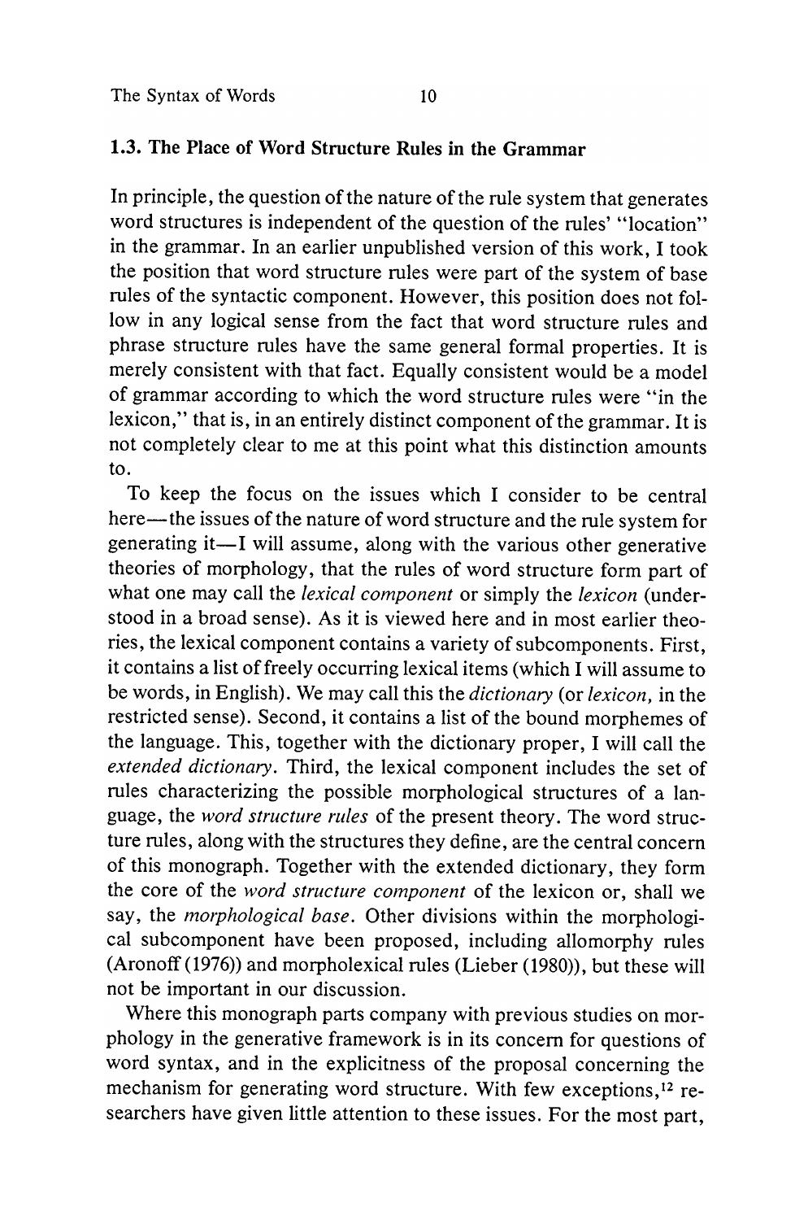## 1.3. The Place of Word Structure Rules in the Grammar

In principle, the question of the nature of the rule system that generates word structures is independent of the question of the rules' "location" in the grammar. In an earlier unpublished version of this work, I took the position that word structure rules were part of the system of base rules of the syntactic component. However, this position does not follow in any logical sense from the fact that word structure rules and phrase structure rules have the same general formal properties. It is merely consistent with that fact. Equally consistent would be a model of grammar according to which the word structure rules were "in the lexicon," that is, in an entirely distinct component of the grammar. It is not completely clear to me at this point what this distinction amounts to.

To keep the focus on the issues which I consider to be central here—the issues of the nature of word structure and the rule system for generating it—I will assume, along with the various other generative theories of morphology, that the rules of word structure form part of what one may call the *lexical component* or simply the *lexicon* (understood in a broad sense). As it is viewed here and in most earlier theories, the lexical component contains a variety of subcomponents. First, it contains a list of freely occurring lexical items (which I will assume to be words, in English). We may call this the *dictionary* (or *lexicon,* in the restricted sense). Second, it contains a list of the bound morphemes of the language. This, together with the dictionary proper, I will call the *extended dictionary*. Third, the lexical component includes the set of rules characterizing the possible morphological structures of a language, the *word structure rules* of the present theory. The word structure rules, along with the structures they define, are the central concern of this monograph. Together with the extended dictionary, they form the core of the *word structure component* of the lexicon or, shall we say, the *morphological base*. Other divisions within the morphological subcomponent have been proposed, including allomorphy rules (Aronoff (1976)) and morpholexical rules (Lieber (1980)), but these will not be important in our discussion.

Where this monograph parts company with previous studies on morphology in the generative framework is in its concern for questions of word syntax, and in the explicitness of the proposal concerning the mechanism for generating word structure. With few exceptions,[12] researchers have given little attention to these issues. For the most part,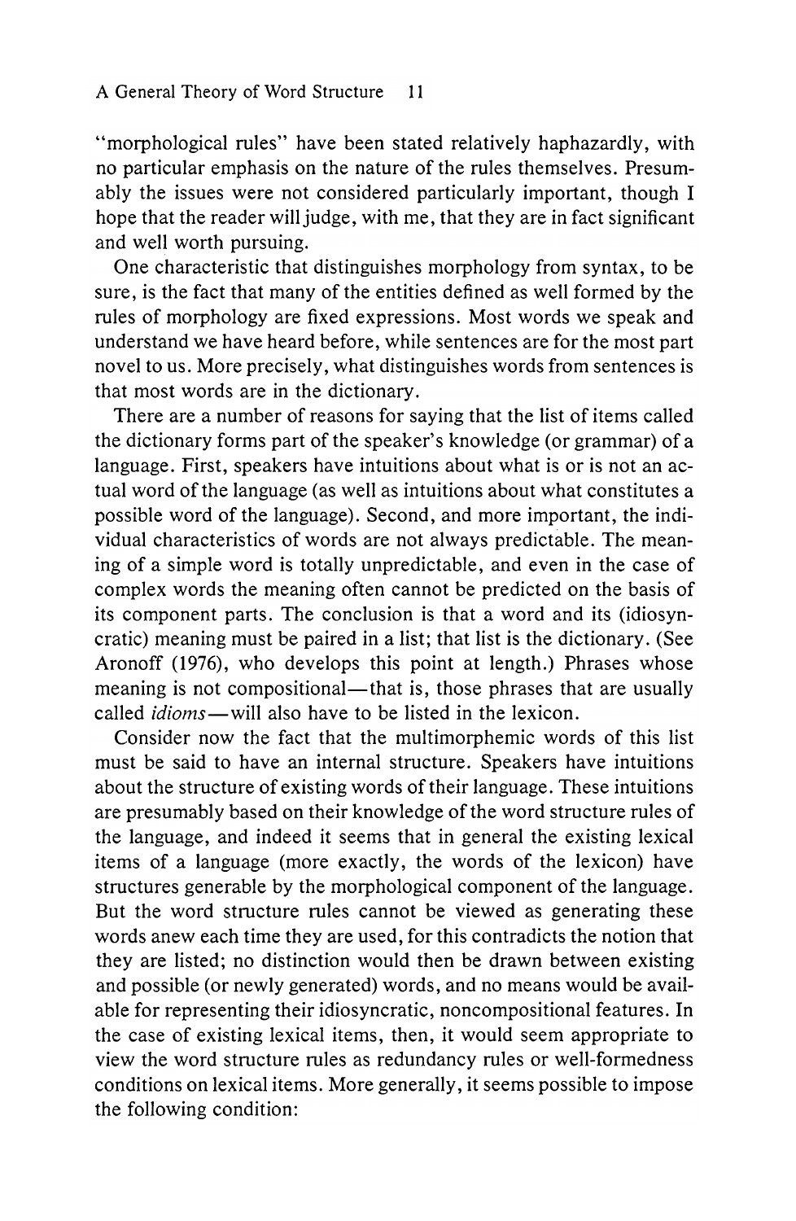"morphological rules" have been stated relatively haphazardly, with no particular emphasis on the nature of the rules themselves. Presumably the issues were not considered particularly important, though I hope that the reader will judge, with me, that they are in fact significant and well worth pursuing.

One characteristic that distinguishes morphology from syntax, to be sure, is the fact that many of the entities defined as well formed by the rules of morphology are fixed expressions. Most words we speak and understand we have heard before, while sentences are for the most part novel to us. More precisely, what distinguishes words from sentences is that most words are in the dictionary.

There are a number of reasons for saying that the list of items called the dictionary forms part of the speaker's knowledge (or grammar) of a language. First, speakers have intuitions about what is or is not an actual word of the language (as well as intuitions about what constitutes a possible word of the language). Second, and more important, the individual characteristics of words are not always predictable. The meaning of a simple word is totally unpredictable, and even in the case of complex words the meaning often cannot be predicted on the basis of its component parts. The conclusion is that a word and its (idiosyncratic) meaning must be paired in a list; that list is the dictionary. (See Aronoff (1976), who develops this point at length.) Phrases whose meaning is not compositional—that is, those phrases that are usually called *idioms*—will also have to be listed in the lexicon.

Consider now the fact that the multimorphemic words of this list must be said to have an internal structure. Speakers have intuitions about the structure of existing words of their language. These intuitions are presumably based on their knowledge of the word structure rules of the language, and indeed it seems that in general the existing lexical items of a language (more exactly, the words of the lexicon) have structures generable by the morphological component of the language. But the word structure rules cannot be viewed as generating these words anew each time they are used, for this contradicts the notion that they are listed; no distinction would then be drawn between existing and possible (or newly generated) words, and no means would be available for representing their idiosyncratic, noncompositional features. In the case of existing lexical items, then, it would seem appropriate to view the word structure rules as redundancy rules or well-formedness conditions on lexical items. More generally, it seems possible to impose the following condition: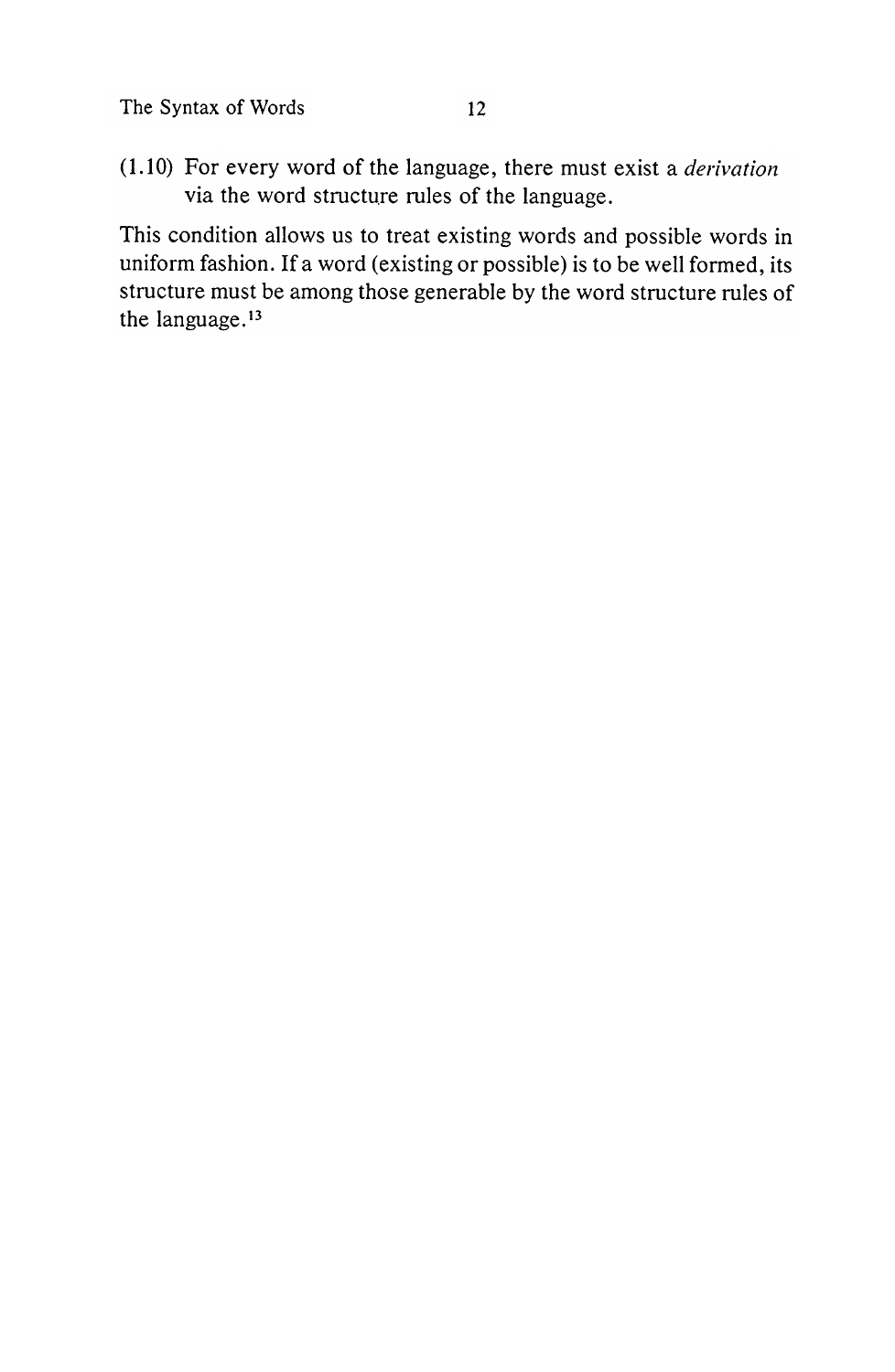(1.10) For every word of the language, there must exist a *derivation* via the word structure rules of the language.

This condition allows us to treat existing words and possible words in uniform fashion. If a word (existing or possible) is to be well formed, its structure must be among those generable by the word structure rules of the language.[13]